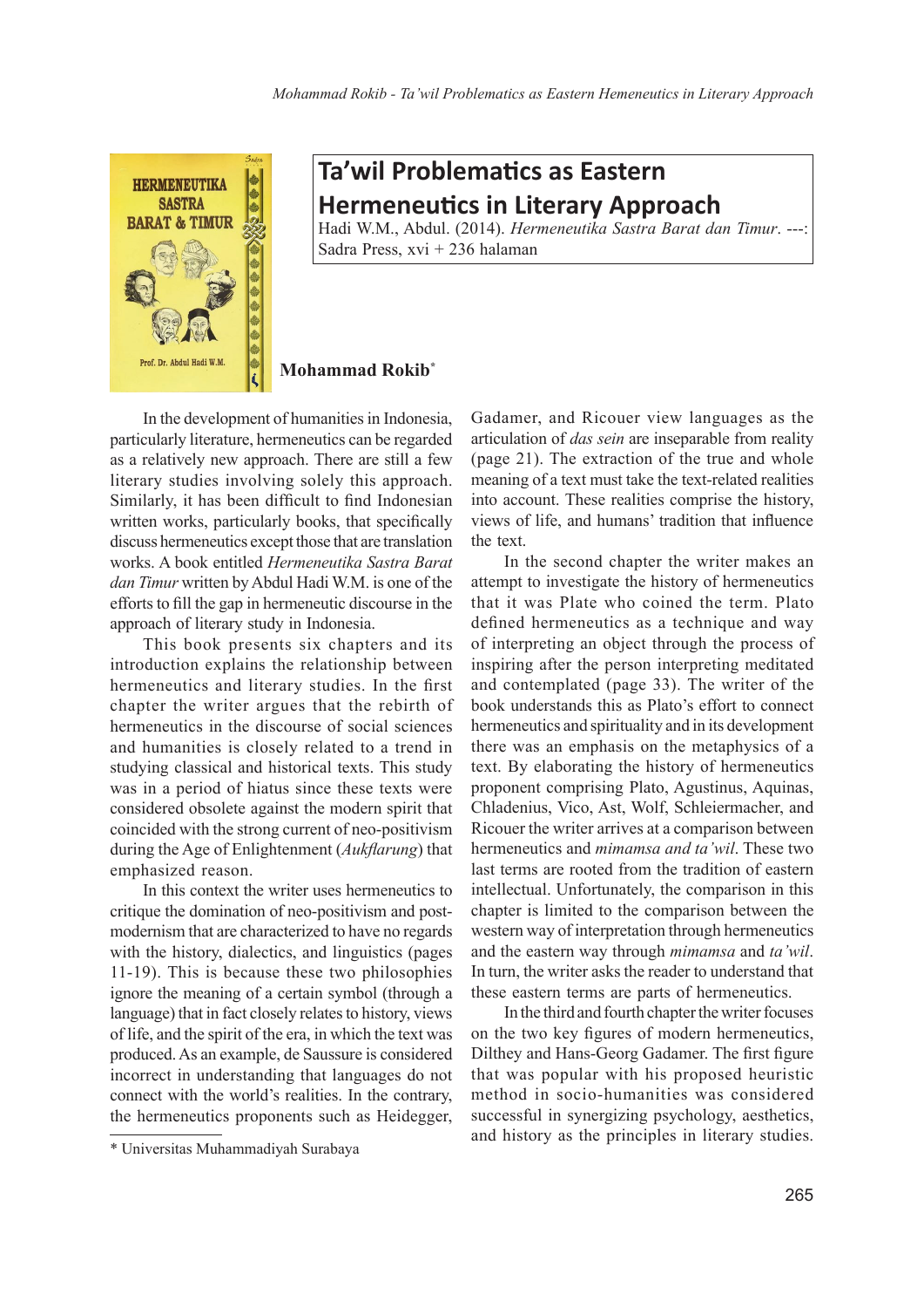# Ta'wil Problematics as Eastern Hermeneutics in Literary Approach

Hadi W.M., Abdul. (2014). *Hermeneutika Sastra Barat dan Timur*. ---: Sadra Press, xvi + 236 halaman

**Mohammad Rokib**[*]

In the development of humanities in Indonesia, particularly literature, hermeneutics can be regarded as a relatively new approach. There are still a few literary studies involving solely this approach. Similarly, it has been difficult to find Indonesian written works, particularly books, that specifically discuss hermeneutics except those that are translation works. A book entitled *Hermeneutika Sastra Barat dan Timur* written by Abdul Hadi W.M. is one of the efforts to fill the gap in hermeneutic discourse in the approach of literary study in Indonesia.

This book presents six chapters and its introduction explains the relationship between hermeneutics and literary studies. In the first chapter the writer argues that the rebirth of hermeneutics in the discourse of social sciences and humanities is closely related to a trend in studying classical and historical texts. This study was in a period of hiatus since these texts were considered obsolete against the modern spirit that coincided with the strong current of neo-positivism during the Age of Enlightenment (*Aukflarung*) that emphasized reason.

In this context the writer uses hermeneutics to critique the domination of neo-positivism and post-modernism that are characterized to have no regards with the history, dialectics, and linguistics (pages 11-19). This is because these two philosophies ignore the meaning of a certain symbol (through a language) that in fact closely relates to history, views of life, and the spirit of the era, in which the text was produced. As an example, de Saussure is considered incorrect in understanding that languages do not connect with the world's realities. In the contrary, the hermeneutics proponents such as Heidegger, Gadamer, and Ricouer view languages as the articulation of *das sein* are inseparable from reality (page 21). The extraction of the true and whole meaning of a text must take the text-related realities into account. These realities comprise the history, views of life, and humans' tradition that influence the text.

In the second chapter the writer makes an attempt to investigate the history of hermeneutics that it was Plate who coined the term. Plato defined hermeneutics as a technique and way of interpreting an object through the process of inspiring after the person interpreting meditated and contemplated (page 33). The writer of the book understands this as Plato's effort to connect hermeneutics and spirituality and in its development there was an emphasis on the metaphysics of a text. By elaborating the history of hermeneutics proponent comprising Plato, Agustinus, Aquinas, Chladenius, Vico, Ast, Wolf, Schleiermacher, and Ricouer the writer arrives at a comparison between hermeneutics and *mimamsa and ta'wil*. These two last terms are rooted from the tradition of eastern intellectual. Unfortunately, the comparison in this chapter is limited to the comparison between the western way of interpretation through hermeneutics and the eastern way through *mimamsa* and *ta'wil*. In turn, the writer asks the reader to understand that these eastern terms are parts of hermeneutics.

In the third and fourth chapter the writer focuses on the two key figures of modern hermeneutics, Dilthey and Hans-Georg Gadamer. The first figure that was popular with his proposed heuristic method in socio-humanities was considered successful in synergizing psychology, aesthetics, and history as the principles in literary studies.

[*] Universitas Muhammadiyah Surabaya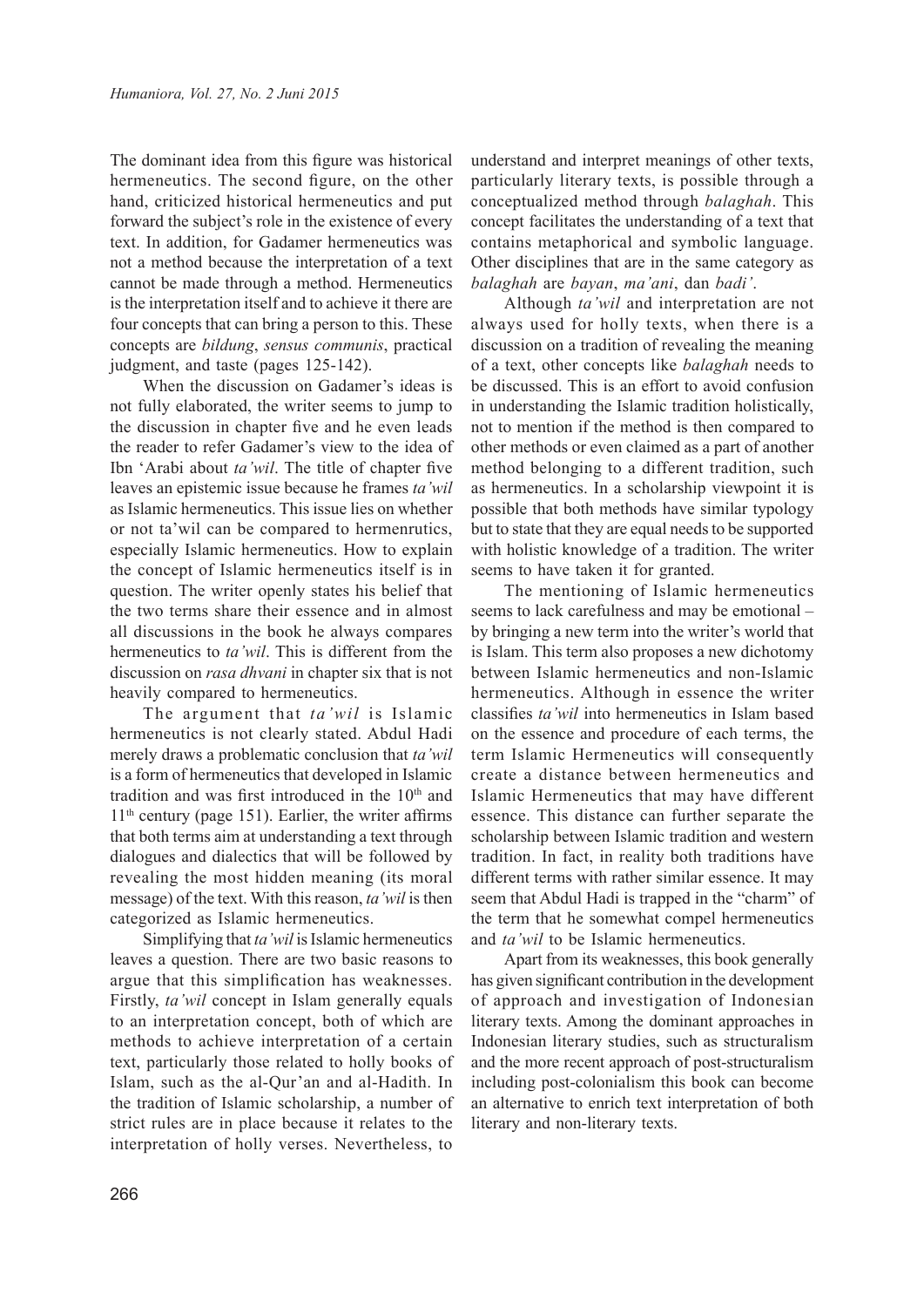The dominant idea from this figure was historical hermeneutics. The second figure, on the other hand, criticized historical hermeneutics and put forward the subject's role in the existence of every text. In addition, for Gadamer hermeneutics was not a method because the interpretation of a text cannot be made through a method. Hermeneutics is the interpretation itself and to achieve it there are four concepts that can bring a person to this. These concepts are *bildung*, *sensus communis*, practical judgment, and taste (pages 125-142).

When the discussion on Gadamer's ideas is not fully elaborated, the writer seems to jump to the discussion in chapter five and he even leads the reader to refer Gadamer's view to the idea of Ibn 'Arabi about *ta'wil*. The title of chapter five leaves an epistemic issue because he frames *ta'wil* as Islamic hermeneutics. This issue lies on whether or not ta'wil can be compared to hermenrutics, especially Islamic hermeneutics. How to explain the concept of Islamic hermeneutics itself is in question. The writer openly states his belief that the two terms share their essence and in almost all discussions in the book he always compares hermeneutics to *ta'wil*. This is different from the discussion on *rasa dhvani* in chapter six that is not heavily compared to hermeneutics.

The argument that *ta'wil* is Islamic hermeneutics is not clearly stated. Abdul Hadi merely draws a problematic conclusion that *ta'wil* is a form of hermeneutics that developed in Islamic tradition and was first introduced in the 10th and 11th century (page 151). Earlier, the writer affirms that both terms aim at understanding a text through dialogues and dialectics that will be followed by revealing the most hidden meaning (its moral message) of the text. With this reason, *ta'wil* is then categorized as Islamic hermeneutics.

Simplifying that *ta'wil* is Islamic hermeneutics leaves a question. There are two basic reasons to argue that this simplification has weaknesses. Firstly, *ta'wil* concept in Islam generally equals to an interpretation concept, both of which are methods to achieve interpretation of a certain text, particularly those related to holly books of Islam, such as the al-Qur'an and al-Hadith. In the tradition of Islamic scholarship, a number of strict rules are in place because it relates to the interpretation of holly verses. Nevertheless, to understand and interpret meanings of other texts, particularly literary texts, is possible through a conceptualized method through *balaghah*. This concept facilitates the understanding of a text that contains metaphorical and symbolic language. Other disciplines that are in the same category as *balaghah* are *bayan*, *ma'ani*, dan *badi'*.

Although *ta'wil* and interpretation are not always used for holly texts, when there is a discussion on a tradition of revealing the meaning of a text, other concepts like *balaghah* needs to be discussed. This is an effort to avoid confusion in understanding the Islamic tradition holistically, not to mention if the method is then compared to other methods or even claimed as a part of another method belonging to a different tradition, such as hermeneutics. In a scholarship viewpoint it is possible that both methods have similar typology but to state that they are equal needs to be supported with holistic knowledge of a tradition. The writer seems to have taken it for granted.

The mentioning of Islamic hermeneutics seems to lack carefulness and may be emotional – by bringing a new term into the writer's world that is Islam. This term also proposes a new dichotomy between Islamic hermeneutics and non-Islamic hermeneutics. Although in essence the writer classifies *ta'wil* into hermeneutics in Islam based on the essence and procedure of each terms, the term Islamic Hermeneutics will consequently create a distance between hermeneutics and Islamic Hermeneutics that may have different essence. This distance can further separate the scholarship between Islamic tradition and western tradition. In fact, in reality both traditions have different terms with rather similar essence. It may seem that Abdul Hadi is trapped in the "charm" of the term that he somewhat compel hermeneutics and *ta'wil* to be Islamic hermeneutics.

Apart from its weaknesses, this book generally has given significant contribution in the development of approach and investigation of Indonesian literary texts. Among the dominant approaches in Indonesian literary studies, such as structuralism and the more recent approach of post-structuralism including post-colonialism this book can become an alternative to enrich text interpretation of both literary and non-literary texts.